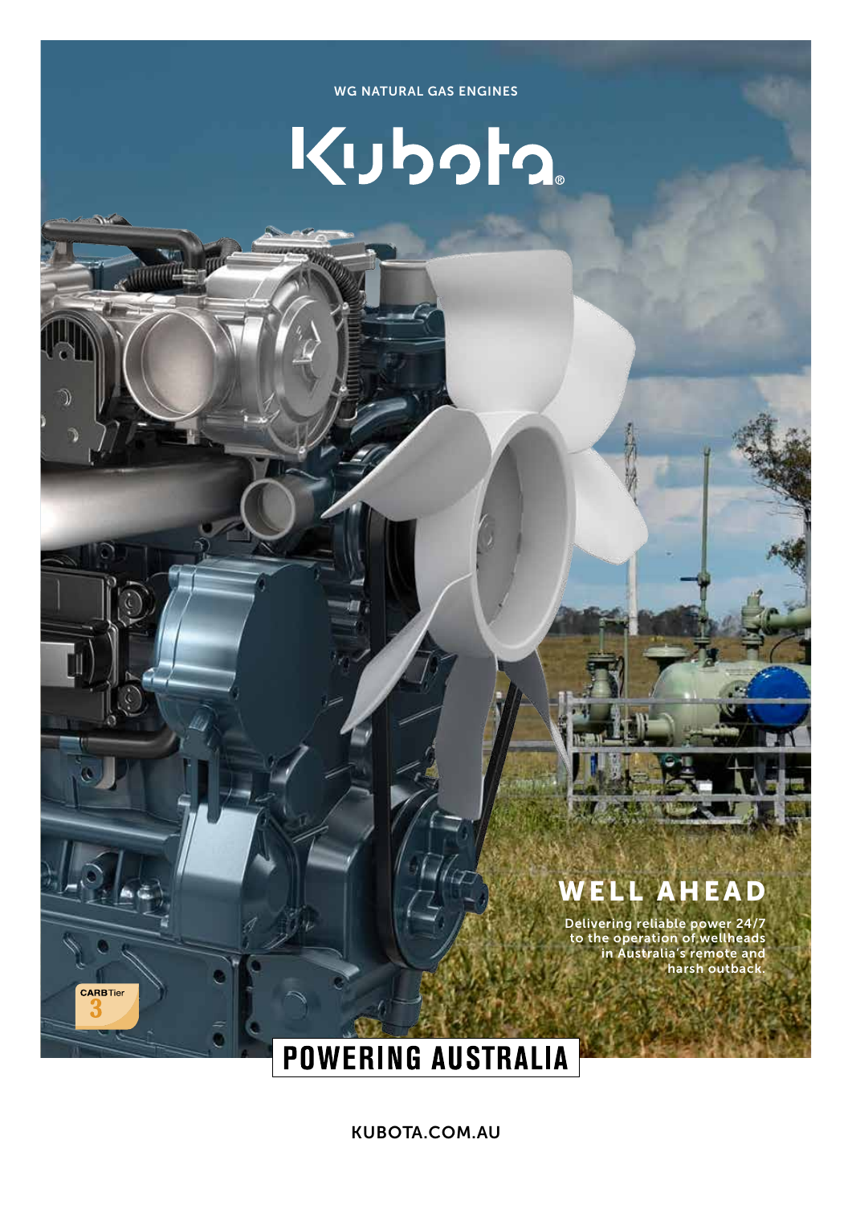WG NATURAL GAS ENGINES

# Kubota®

## WELL AHEAD

Delivering reliable power 24/7 to the operation of wellheads in Australia's remote and harsh outback.

CARB Tier 3

## POWERING AUSTRALIA

KUBOTA.COM.AU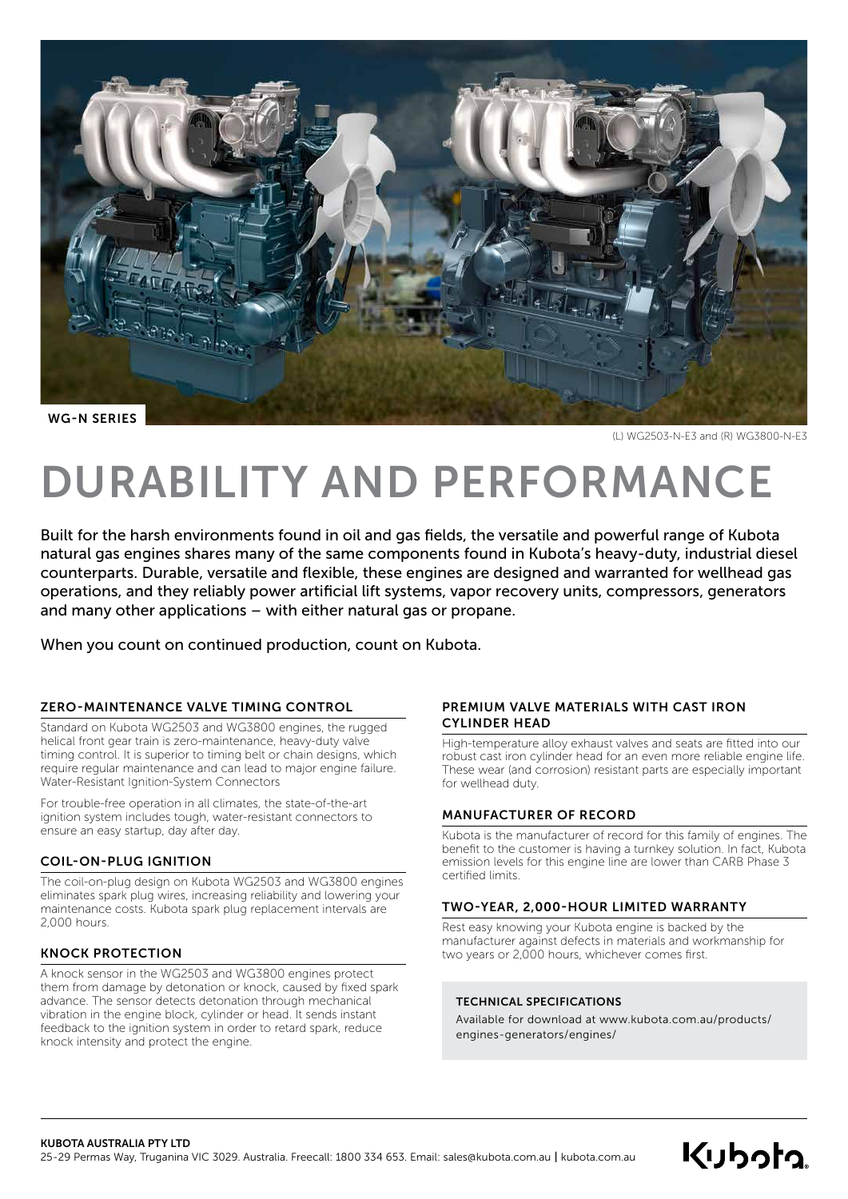WG-N SERIES

(L) WG2503-N-E3 and (R) WG3800-N-E3

# DURABILITY AND PERFORMANCE

Built for the harsh environments found in oil and gas fields, the versatile and powerful range of Kubota natural gas engines shares many of the same components found in Kubota's heavy-duty, industrial diesel counterparts. Durable, versatile and flexible, these engines are designed and warranted for wellhead gas operations, and they reliably power artificial lift systems, vapor recovery units, compressors, generators and many other applications – with either natural gas or propane.

When you count on continued production, count on Kubota.

### ZERO-MAINTENANCE VALVE TIMING CONTROL

Standard on Kubota WG2503 and WG3800 engines, the rugged helical front gear train is zero-maintenance, heavy-duty valve timing control. It is superior to timing belt or chain designs, which require regular maintenance and can lead to major engine failure. Water-Resistant Ignition-System Connectors

For trouble-free operation in all climates, the state-of-the-art ignition system includes tough, water-resistant connectors to ensure an easy startup, day after day.

### COIL-ON-PLUG IGNITION

The coil-on-plug design on Kubota WG2503 and WG3800 engines eliminates spark plug wires, increasing reliability and lowering your maintenance costs. Kubota spark plug replacement intervals are 2,000 hours.

### KNOCK PROTECTION

A knock sensor in the WG2503 and WG3800 engines protect them from damage by detonation or knock, caused by fixed spark advance. The sensor detects detonation through mechanical vibration in the engine block, cylinder or head. It sends instant feedback to the ignition system in order to retard spark, reduce knock intensity and protect the engine.

### PREMIUM VALVE MATERIALS WITH CAST IRON CYLINDER HEAD

High-temperature alloy exhaust valves and seats are fitted into our robust cast iron cylinder head for an even more reliable engine life. These wear (and corrosion) resistant parts are especially important for wellhead duty.

### MANUFACTURER OF RECORD

Kubota is the manufacturer of record for this family of engines. The benefit to the customer is having a turnkey solution. In fact, Kubota emission levels for this engine line are lower than CARB Phase 3 certified limits.

### TWO-YEAR, 2,000-HOUR LIMITED WARRANTY

Rest easy knowing your Kubota engine is backed by the manufacturer against defects in materials and workmanship for two years or 2,000 hours, whichever comes first.

#### TECHNICAL SPECIFICATIONS

Available for download at www.kubota.com.au/products/engines-generators/engines/

**KUBOTA AUSTRALIA PTY LTD**
25-29 Permas Way, Truganina VIC 3029. Australia. Freecall: 1800 334 653. Email: sales@kubota.com.au | kubota.com.au

Kubota